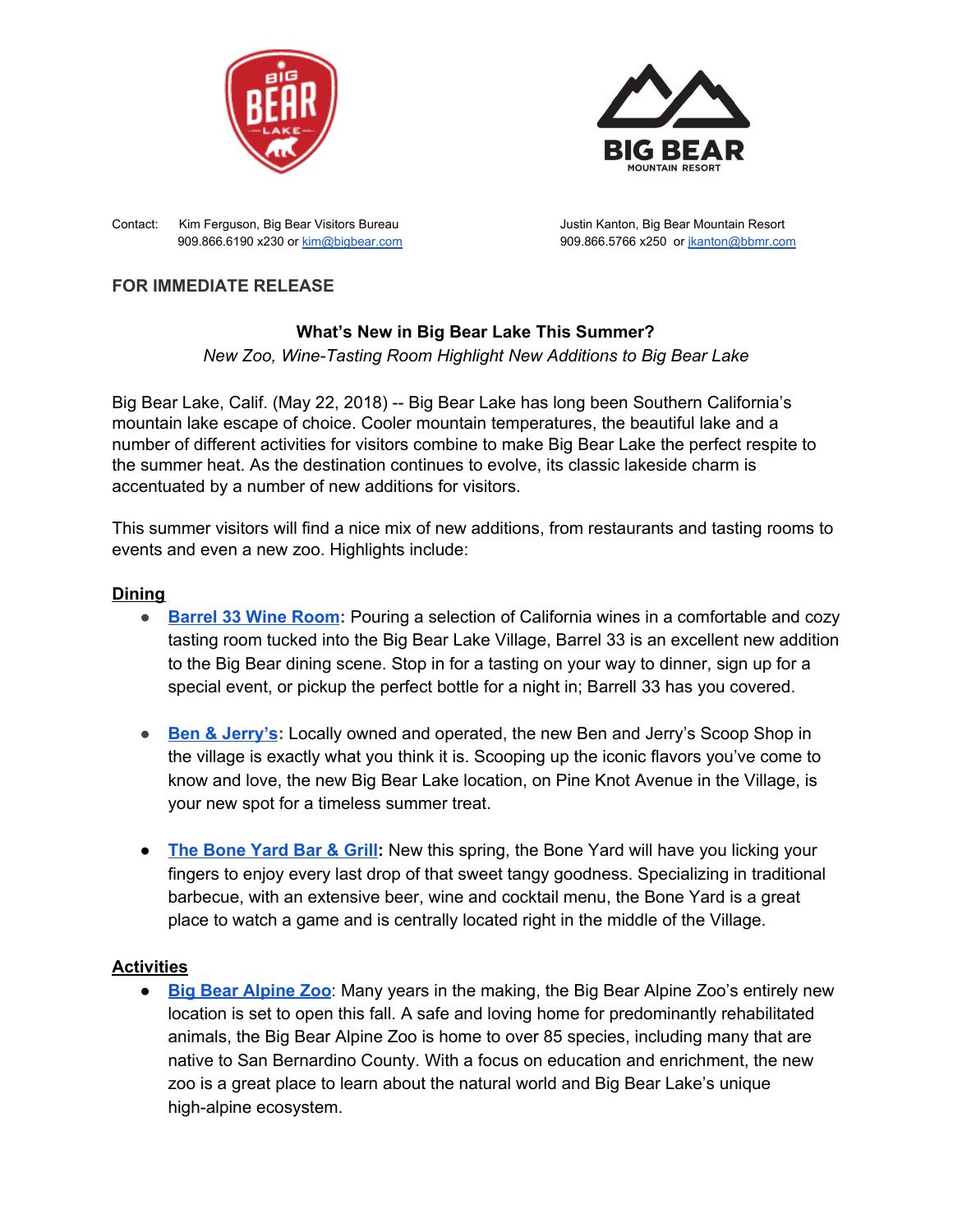Contact: Kim Ferguson, Big Bear Visitors Bureau
909.866.6190 x230 or kim@bigbear.com

Justin Kanton, Big Bear Mountain Resort
909.866.5766 x250 or jkanton@bbmr.com

**FOR IMMEDIATE RELEASE**

**What's New in Big Bear Lake This Summer?**

*New Zoo, Wine-Tasting Room Highlight New Additions to Big Bear Lake*

Big Bear Lake, Calif. (May 22, 2018) -- Big Bear Lake has long been Southern California's mountain lake escape of choice. Cooler mountain temperatures, the beautiful lake and a number of different activities for visitors combine to make Big Bear Lake the perfect respite to the summer heat. As the destination continues to evolve, its classic lakeside charm is accentuated by a number of new additions for visitors.

This summer visitors will find a nice mix of new additions, from restaurants and tasting rooms to events and even a new zoo. Highlights include:

## Dining

- **Barrel 33 Wine Room:** Pouring a selection of California wines in a comfortable and cozy tasting room tucked into the Big Bear Lake Village, Barrel 33 is an excellent new addition to the Big Bear dining scene. Stop in for a tasting on your way to dinner, sign up for a special event, or pickup the perfect bottle for a night in; Barrell 33 has you covered.

- **Ben & Jerry's:** Locally owned and operated, the new Ben and Jerry's Scoop Shop in the village is exactly what you think it is. Scooping up the iconic flavors you've come to know and love, the new Big Bear Lake location, on Pine Knot Avenue in the Village, is your new spot for a timeless summer treat.

- **The Bone Yard Bar & Grill:** New this spring, the Bone Yard will have you licking your fingers to enjoy every last drop of that sweet tangy goodness. Specializing in traditional barbecue, with an extensive beer, wine and cocktail menu, the Bone Yard is a great place to watch a game and is centrally located right in the middle of the Village.

## Activities

- **Big Bear Alpine Zoo**: Many years in the making, the Big Bear Alpine Zoo's entirely new location is set to open this fall. A safe and loving home for predominantly rehabilitated animals, the Big Bear Alpine Zoo is home to over 85 species, including many that are native to San Bernardino County. With a focus on education and enrichment, the new zoo is a great place to learn about the natural world and Big Bear Lake's unique high-alpine ecosystem.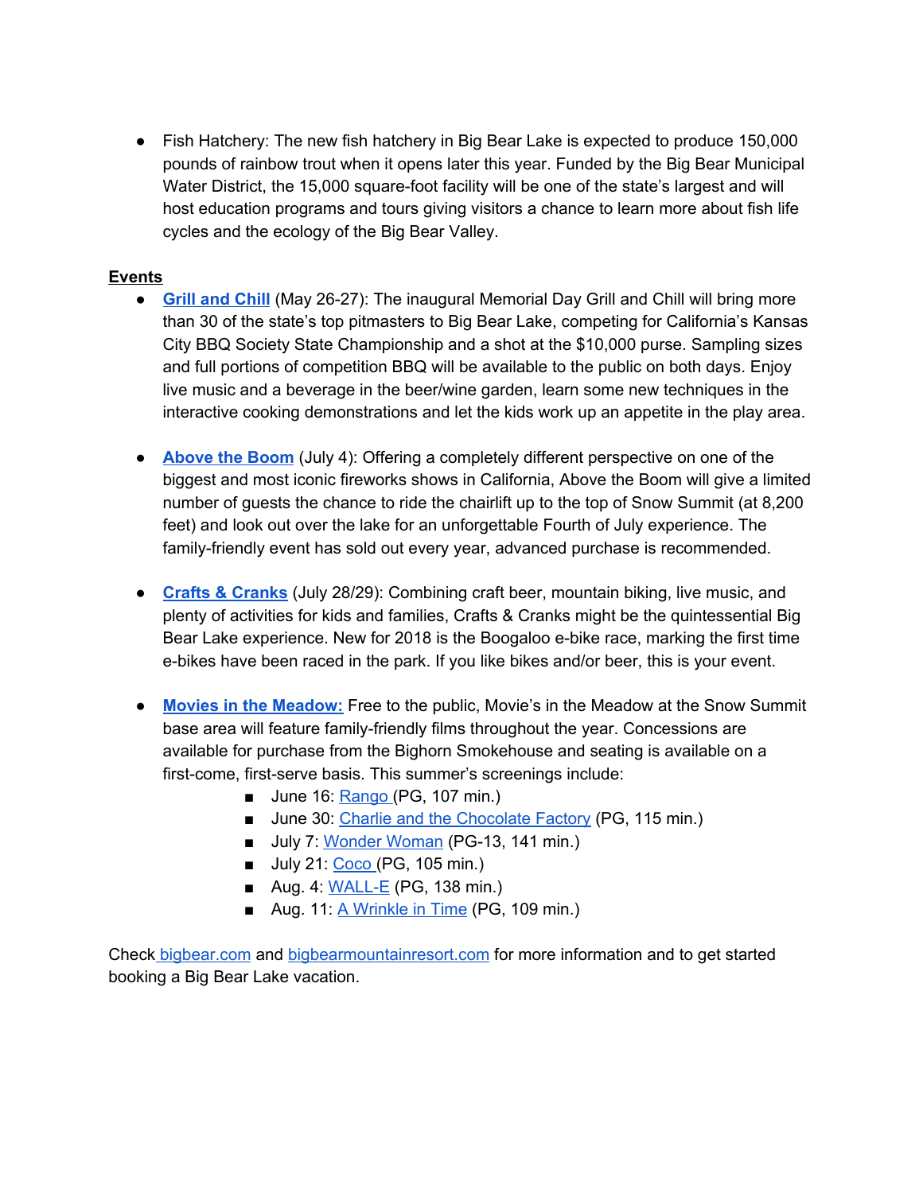- Fish Hatchery: The new fish hatchery in Big Bear Lake is expected to produce 150,000 pounds of rainbow trout when it opens later this year. Funded by the Big Bear Municipal Water District, the 15,000 square-foot facility will be one of the state's largest and will host education programs and tours giving visitors a chance to learn more about fish life cycles and the ecology of the Big Bear Valley.

**Events**

- **Grill and Chill** (May 26-27): The inaugural Memorial Day Grill and Chill will bring more than 30 of the state's top pitmasters to Big Bear Lake, competing for California's Kansas City BBQ Society State Championship and a shot at the $10,000 purse. Sampling sizes and full portions of competition BBQ will be available to the public on both days. Enjoy live music and a beverage in the beer/wine garden, learn some new techniques in the interactive cooking demonstrations and let the kids work up an appetite in the play area.

- **Above the Boom** (July 4): Offering a completely different perspective on one of the biggest and most iconic fireworks shows in California, Above the Boom will give a limited number of guests the chance to ride the chairlift up to the top of Snow Summit (at 8,200 feet) and look out over the lake for an unforgettable Fourth of July experience. The family-friendly event has sold out every year, advanced purchase is recommended.

- **Crafts & Cranks** (July 28/29): Combining craft beer, mountain biking, live music, and plenty of activities for kids and families, Crafts & Cranks might be the quintessential Big Bear Lake experience. New for 2018 is the Boogaloo e-bike race, marking the first time e-bikes have been raced in the park. If you like bikes and/or beer, this is your event.

- **Movies in the Meadow:** Free to the public, Movie's in the Meadow at the Snow Summit base area will feature family-friendly films throughout the year. Concessions are available for purchase from the Bighorn Smokehouse and seating is available on a first-come, first-serve basis. This summer's screenings include:
    - June 16: Rango (PG, 107 min.)
    - June 30: Charlie and the Chocolate Factory (PG, 115 min.)
    - July 7: Wonder Woman (PG-13, 141 min.)
    - July 21: Coco (PG, 105 min.)
    - Aug. 4: WALL-E (PG, 138 min.)
    - Aug. 11: A Wrinkle in Time (PG, 109 min.)

Check bigbear.com and bigbearmountainresort.com for more information and to get started booking a Big Bear Lake vacation.